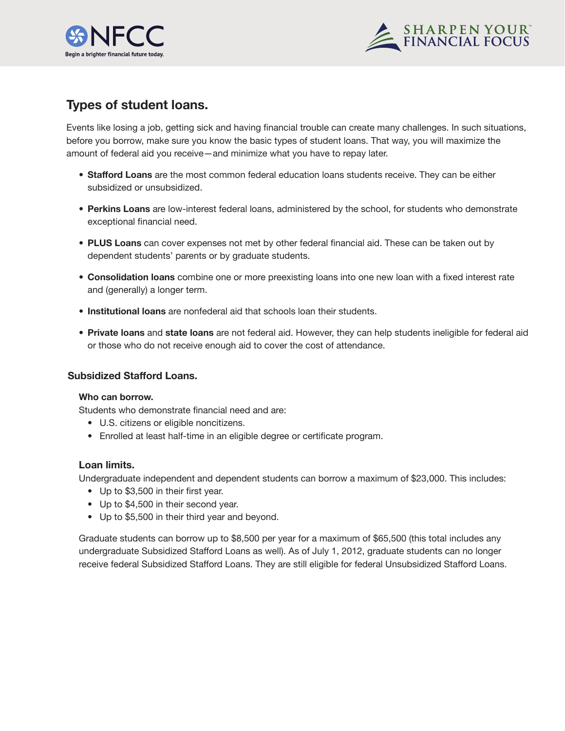# Types of student loans.

Events like losing a job, getting sick and having financial trouble can create many challenges. In such situations, before you borrow, make sure you know the basic types of student loans. That way, you will maximize the amount of federal aid you receive—and minimize what you have to repay later.

- **Stafford Loans** are the most common federal education loans students receive. They can be either subsidized or unsubsidized.
- **Perkins Loans** are low-interest federal loans, administered by the school, for students who demonstrate exceptional financial need.
- **PLUS Loans** can cover expenses not met by other federal financial aid. These can be taken out by dependent students' parents or by graduate students.
- **Consolidation loans** combine one or more preexisting loans into one new loan with a fixed interest rate and (generally) a longer term.
- **Institutional loans** are nonfederal aid that schools loan their students.
- **Private loans** and **state loans** are not federal aid. However, they can help students ineligible for federal aid or those who do not receive enough aid to cover the cost of attendance.

## Subsidized Stafford Loans.

### Who can borrow.

Students who demonstrate financial need and are:

- U.S. citizens or eligible noncitizens.
- Enrolled at least half-time in an eligible degree or certificate program.

### Loan limits.

Undergraduate independent and dependent students can borrow a maximum of $23,000. This includes:

- Up to $3,500 in their first year.
- Up to $4,500 in their second year.
- Up to $5,500 in their third year and beyond.

Graduate students can borrow up to $8,500 per year for a maximum of $65,500 (this total includes any undergraduate Subsidized Stafford Loans as well). As of July 1, 2012, graduate students can no longer receive federal Subsidized Stafford Loans. They are still eligible for federal Unsubsidized Stafford Loans.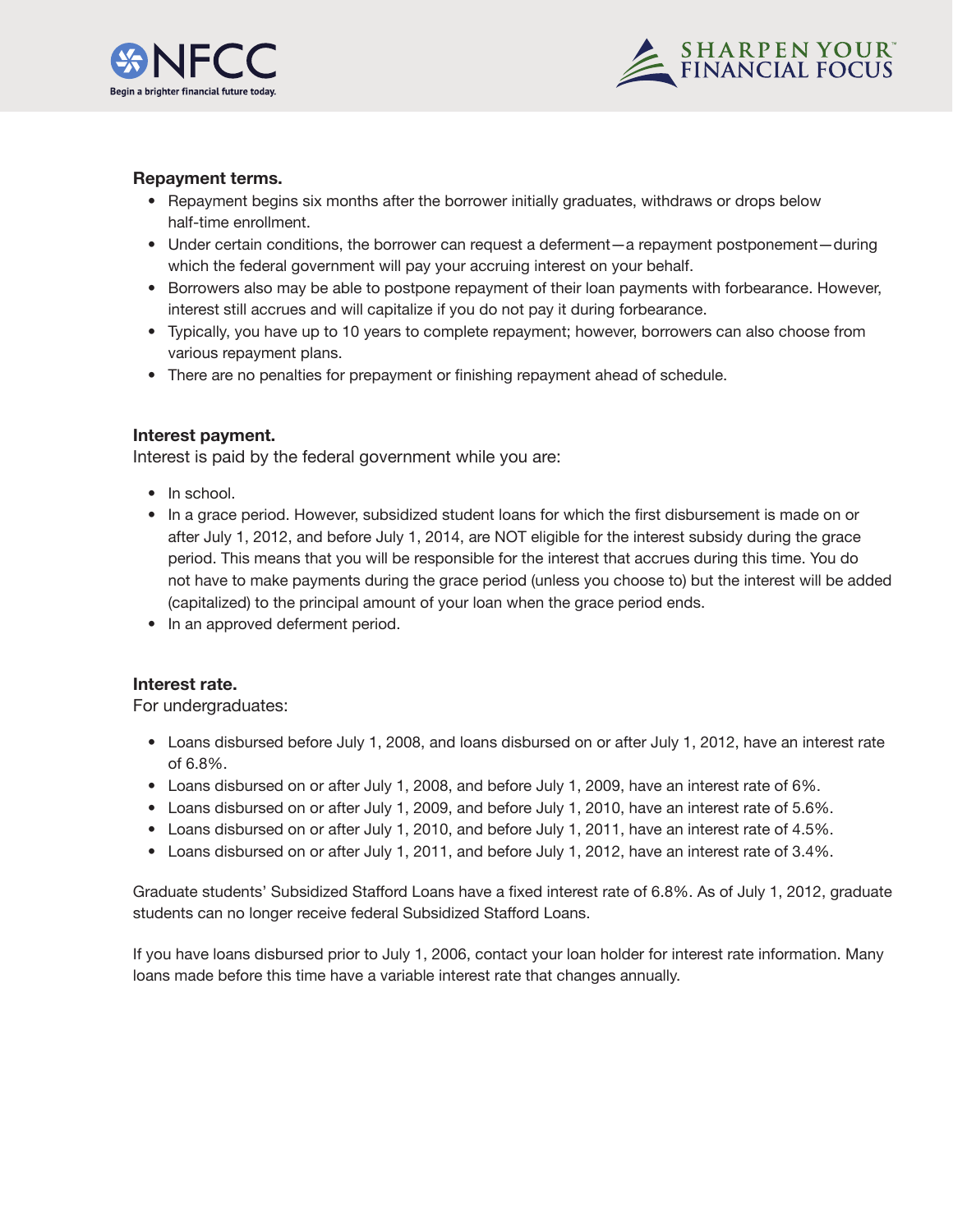**Repayment terms.**

- Repayment begins six months after the borrower initially graduates, withdraws or drops below half-time enrollment.
- Under certain conditions, the borrower can request a deferment—a repayment postponement—during which the federal government will pay your accruing interest on your behalf.
- Borrowers also may be able to postpone repayment of their loan payments with forbearance. However, interest still accrues and will capitalize if you do not pay it during forbearance.
- Typically, you have up to 10 years to complete repayment; however, borrowers can also choose from various repayment plans.
- There are no penalties for prepayment or finishing repayment ahead of schedule.

**Interest payment.**

Interest is paid by the federal government while you are:

- In school.
- In a grace period. However, subsidized student loans for which the first disbursement is made on or after July 1, 2012, and before July 1, 2014, are NOT eligible for the interest subsidy during the grace period. This means that you will be responsible for the interest that accrues during this time. You do not have to make payments during the grace period (unless you choose to) but the interest will be added (capitalized) to the principal amount of your loan when the grace period ends.
- In an approved deferment period.

**Interest rate.**

For undergraduates:

- Loans disbursed before July 1, 2008, and loans disbursed on or after July 1, 2012, have an interest rate of 6.8%.
- Loans disbursed on or after July 1, 2008, and before July 1, 2009, have an interest rate of 6%.
- Loans disbursed on or after July 1, 2009, and before July 1, 2010, have an interest rate of 5.6%.
- Loans disbursed on or after July 1, 2010, and before July 1, 2011, have an interest rate of 4.5%.
- Loans disbursed on or after July 1, 2011, and before July 1, 2012, have an interest rate of 3.4%.

Graduate students' Subsidized Stafford Loans have a fixed interest rate of 6.8%. As of July 1, 2012, graduate students can no longer receive federal Subsidized Stafford Loans.

If you have loans disbursed prior to July 1, 2006, contact your loan holder for interest rate information. Many loans made before this time have a variable interest rate that changes annually.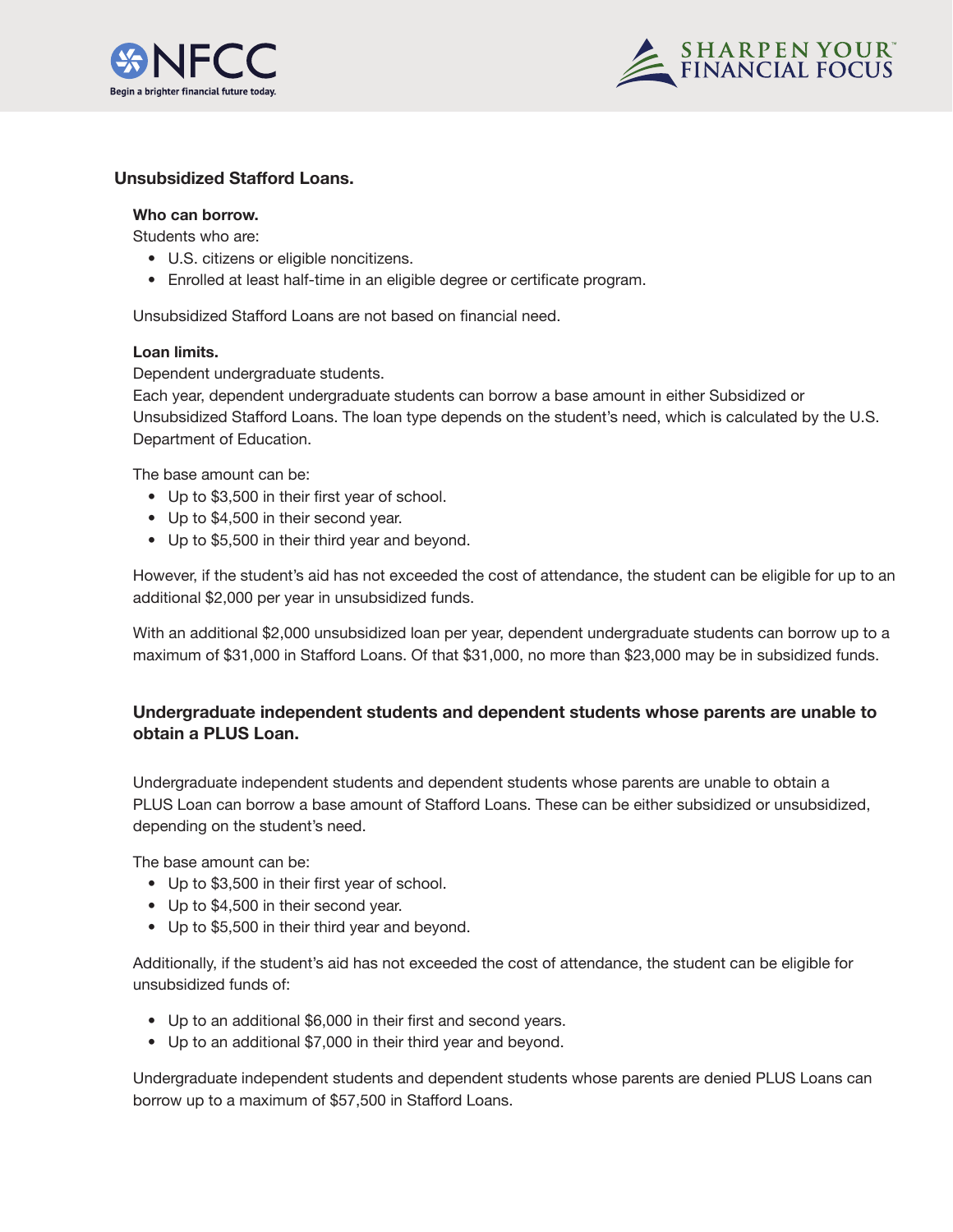## Unsubsidized Stafford Loans.

**Who can borrow.**

Students who are:

- U.S. citizens or eligible noncitizens.
- Enrolled at least half-time in an eligible degree or certificate program.

Unsubsidized Stafford Loans are not based on financial need.

**Loan limits.**

Dependent undergraduate students.

Each year, dependent undergraduate students can borrow a base amount in either Subsidized or Unsubsidized Stafford Loans. The loan type depends on the student's need, which is calculated by the U.S. Department of Education.

The base amount can be:

- Up to $3,500 in their first year of school.
- Up to $4,500 in their second year.
- Up to $5,500 in their third year and beyond.

However, if the student's aid has not exceeded the cost of attendance, the student can be eligible for up to an additional $2,000 per year in unsubsidized funds.

With an additional $2,000 unsubsidized loan per year, dependent undergraduate students can borrow up to a maximum of $31,000 in Stafford Loans. Of that $31,000, no more than $23,000 may be in subsidized funds.

### Undergraduate independent students and dependent students whose parents are unable to obtain a PLUS Loan.

Undergraduate independent students and dependent students whose parents are unable to obtain a PLUS Loan can borrow a base amount of Stafford Loans. These can be either subsidized or unsubsidized, depending on the student's need.

The base amount can be:

- Up to $3,500 in their first year of school.
- Up to $4,500 in their second year.
- Up to $5,500 in their third year and beyond.

Additionally, if the student's aid has not exceeded the cost of attendance, the student can be eligible for unsubsidized funds of:

- Up to an additional $6,000 in their first and second years.
- Up to an additional $7,000 in their third year and beyond.

Undergraduate independent students and dependent students whose parents are denied PLUS Loans can borrow up to a maximum of $57,500 in Stafford Loans.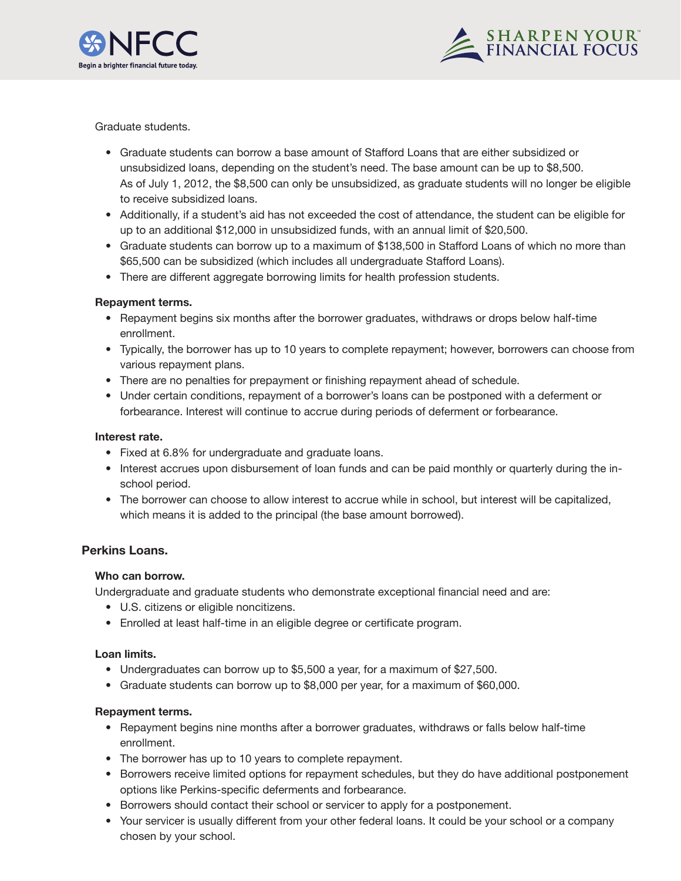Graduate students.

- Graduate students can borrow a base amount of Stafford Loans that are either subsidized or unsubsidized loans, depending on the student's need. The base amount can be up to $8,500. As of July 1, 2012, the $8,500 can only be unsubsidized, as graduate students will no longer be eligible to receive subsidized loans.
- Additionally, if a student's aid has not exceeded the cost of attendance, the student can be eligible for up to an additional $12,000 in unsubsidized funds, with an annual limit of $20,500.
- Graduate students can borrow up to a maximum of $138,500 in Stafford Loans of which no more than $65,500 can be subsidized (which includes all undergraduate Stafford Loans).
- There are different aggregate borrowing limits for health profession students.

**Repayment terms.**

- Repayment begins six months after the borrower graduates, withdraws or drops below half-time enrollment.
- Typically, the borrower has up to 10 years to complete repayment; however, borrowers can choose from various repayment plans.
- There are no penalties for prepayment or finishing repayment ahead of schedule.
- Under certain conditions, repayment of a borrower's loans can be postponed with a deferment or forbearance. Interest will continue to accrue during periods of deferment or forbearance.

**Interest rate.**

- Fixed at 6.8% for undergraduate and graduate loans.
- Interest accrues upon disbursement of loan funds and can be paid monthly or quarterly during the in-school period.
- The borrower can choose to allow interest to accrue while in school, but interest will be capitalized, which means it is added to the principal (the base amount borrowed).

## Perkins Loans.

**Who can borrow.**

Undergraduate and graduate students who demonstrate exceptional financial need and are:

- U.S. citizens or eligible noncitizens.
- Enrolled at least half-time in an eligible degree or certificate program.

**Loan limits.**

- Undergraduates can borrow up to $5,500 a year, for a maximum of $27,500.
- Graduate students can borrow up to $8,000 per year, for a maximum of $60,000.

**Repayment terms.**

- Repayment begins nine months after a borrower graduates, withdraws or falls below half-time enrollment.
- The borrower has up to 10 years to complete repayment.
- Borrowers receive limited options for repayment schedules, but they do have additional postponement options like Perkins-specific deferments and forbearance.
- Borrowers should contact their school or servicer to apply for a postponement.
- Your servicer is usually different from your other federal loans. It could be your school or a company chosen by your school.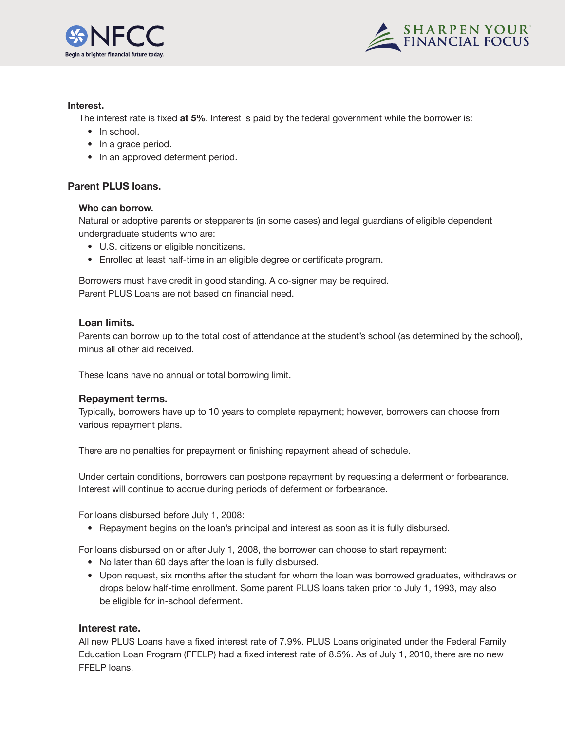**Interest.**

The interest rate is fixed **at 5%**. Interest is paid by the federal government while the borrower is:

- In school.
- In a grace period.
- In an approved deferment period.

## Parent PLUS loans.

### Who can borrow.

Natural or adoptive parents or stepparents (in some cases) and legal guardians of eligible dependent undergraduate students who are:

- U.S. citizens or eligible noncitizens.
- Enrolled at least half-time in an eligible degree or certificate program.

Borrowers must have credit in good standing. A co-signer may be required.
Parent PLUS Loans are not based on financial need.

### Loan limits.

Parents can borrow up to the total cost of attendance at the student's school (as determined by the school), minus all other aid received.

These loans have no annual or total borrowing limit.

### Repayment terms.

Typically, borrowers have up to 10 years to complete repayment; however, borrowers can choose from various repayment plans.

There are no penalties for prepayment or finishing repayment ahead of schedule.

Under certain conditions, borrowers can postpone repayment by requesting a deferment or forbearance. Interest will continue to accrue during periods of deferment or forbearance.

For loans disbursed before July 1, 2008:

- Repayment begins on the loan's principal and interest as soon as it is fully disbursed.

For loans disbursed on or after July 1, 2008, the borrower can choose to start repayment:

- No later than 60 days after the loan is fully disbursed.
- Upon request, six months after the student for whom the loan was borrowed graduates, withdraws or drops below half-time enrollment. Some parent PLUS loans taken prior to July 1, 1993, may also be eligible for in-school deferment.

### Interest rate.

All new PLUS Loans have a fixed interest rate of 7.9%. PLUS Loans originated under the Federal Family Education Loan Program (FFELP) had a fixed interest rate of 8.5%. As of July 1, 2010, there are no new FFELP loans.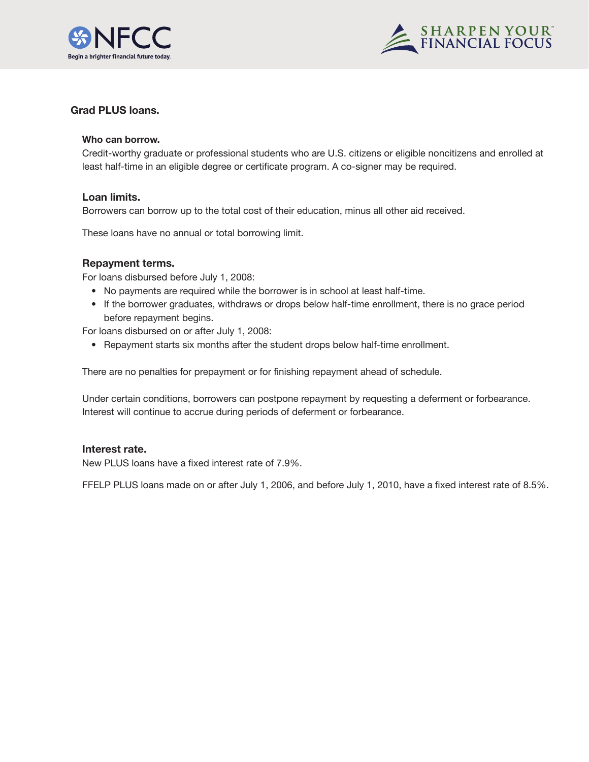## Grad PLUS loans.

### Who can borrow.

Credit-worthy graduate or professional students who are U.S. citizens or eligible noncitizens and enrolled at least half-time in an eligible degree or certificate program. A co-signer may be required.

### Loan limits.

Borrowers can borrow up to the total cost of their education, minus all other aid received.

These loans have no annual or total borrowing limit.

### Repayment terms.

For loans disbursed before July 1, 2008:

- No payments are required while the borrower is in school at least half-time.
- If the borrower graduates, withdraws or drops below half-time enrollment, there is no grace period before repayment begins.

For loans disbursed on or after July 1, 2008:

- Repayment starts six months after the student drops below half-time enrollment.

There are no penalties for prepayment or for finishing repayment ahead of schedule.

Under certain conditions, borrowers can postpone repayment by requesting a deferment or forbearance. Interest will continue to accrue during periods of deferment or forbearance.

### Interest rate.

New PLUS loans have a fixed interest rate of 7.9%.

FFELP PLUS loans made on or after July 1, 2006, and before July 1, 2010, have a fixed interest rate of 8.5%.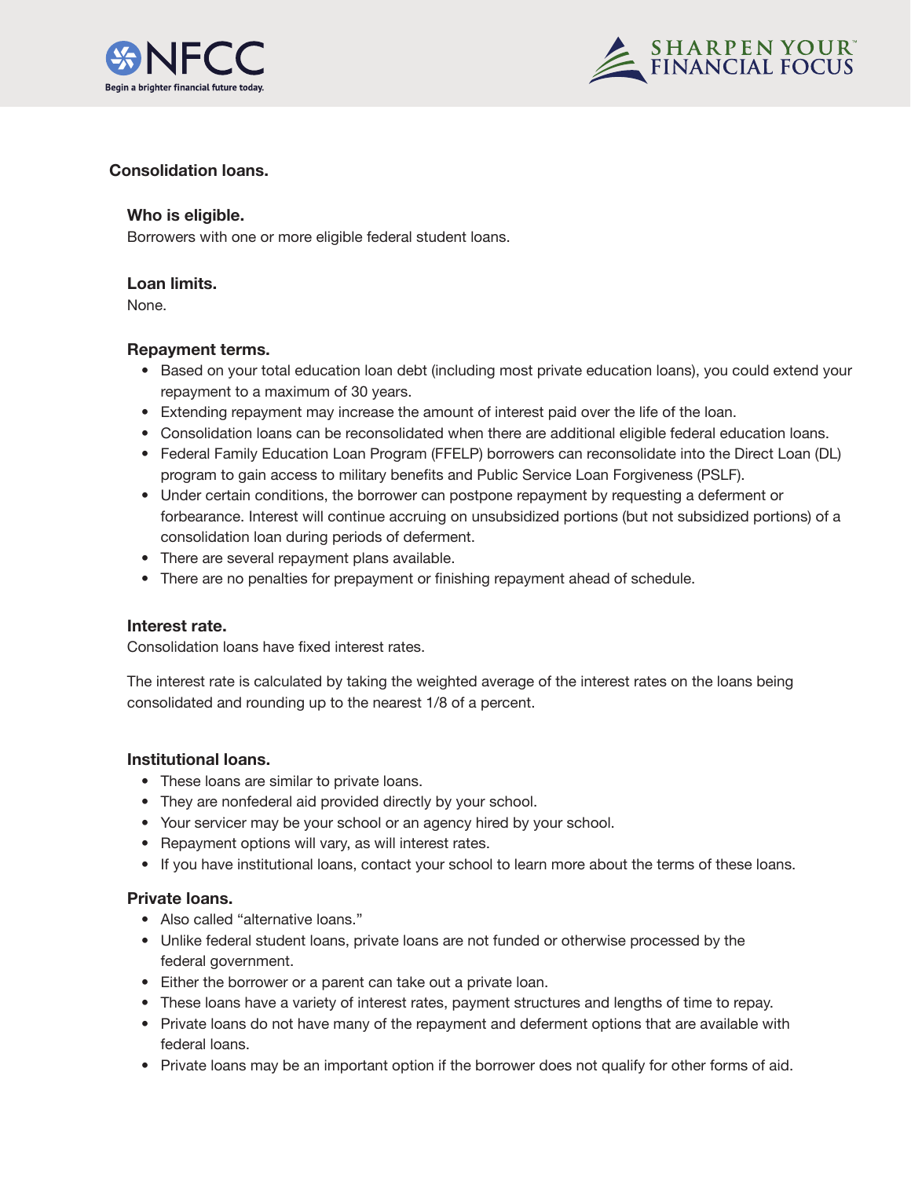## Consolidation loans.

### Who is eligible.

Borrowers with one or more eligible federal student loans.

### Loan limits.

None.

### Repayment terms.

- Based on your total education loan debt (including most private education loans), you could extend your repayment to a maximum of 30 years.
- Extending repayment may increase the amount of interest paid over the life of the loan.
- Consolidation loans can be reconsolidated when there are additional eligible federal education loans.
- Federal Family Education Loan Program (FFELP) borrowers can reconsolidate into the Direct Loan (DL) program to gain access to military benefits and Public Service Loan Forgiveness (PSLF).
- Under certain conditions, the borrower can postpone repayment by requesting a deferment or forbearance. Interest will continue accruing on unsubsidized portions (but not subsidized portions) of a consolidation loan during periods of deferment.
- There are several repayment plans available.
- There are no penalties for prepayment or finishing repayment ahead of schedule.

### Interest rate.

Consolidation loans have fixed interest rates.

The interest rate is calculated by taking the weighted average of the interest rates on the loans being consolidated and rounding up to the nearest 1/8 of a percent.

### Institutional loans.

- These loans are similar to private loans.
- They are nonfederal aid provided directly by your school.
- Your servicer may be your school or an agency hired by your school.
- Repayment options will vary, as will interest rates.
- If you have institutional loans, contact your school to learn more about the terms of these loans.

### Private loans.

- Also called "alternative loans."
- Unlike federal student loans, private loans are not funded or otherwise processed by the federal government.
- Either the borrower or a parent can take out a private loan.
- These loans have a variety of interest rates, payment structures and lengths of time to repay.
- Private loans do not have many of the repayment and deferment options that are available with federal loans.
- Private loans may be an important option if the borrower does not qualify for other forms of aid.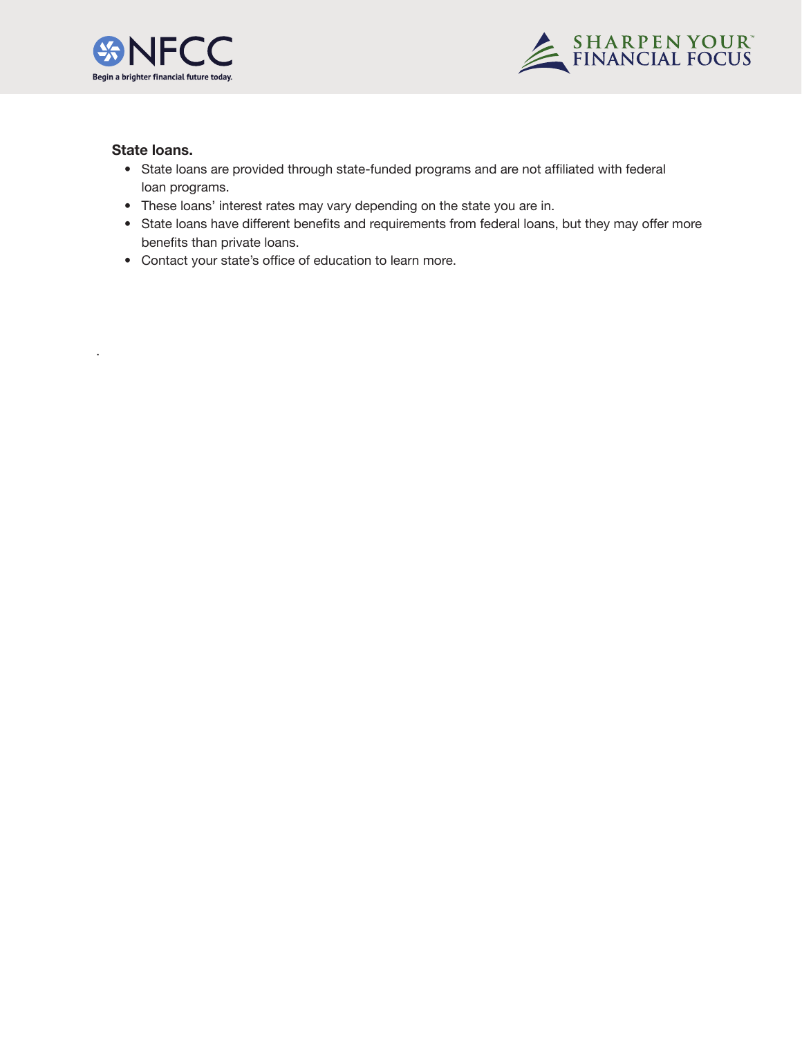**State loans.**

- State loans are provided through state-funded programs and are not affiliated with federal loan programs.
- These loans' interest rates may vary depending on the state you are in.
- State loans have different benefits and requirements from federal loans, but they may offer more benefits than private loans.
- Contact your state's office of education to learn more.